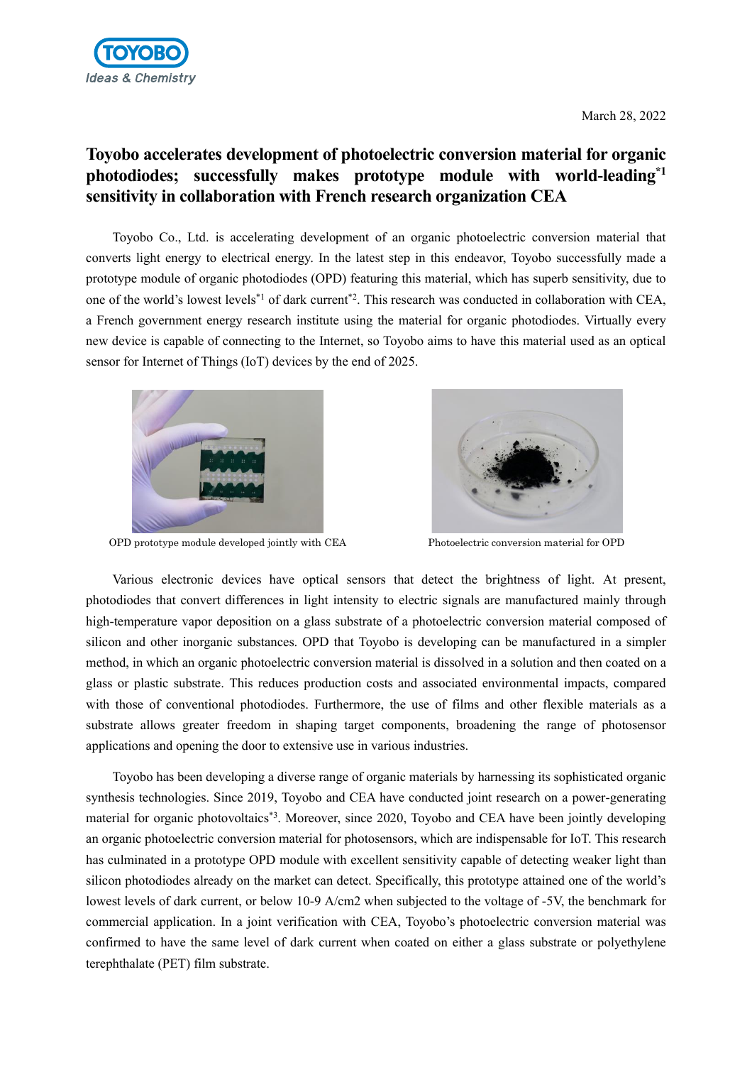Toyobo
Ideas & Chemistry

March 28, 2022

# Toyobo accelerates development of photoelectric conversion material for organic photodiodes; successfully makes prototype module with world-leading[*1] sensitivity in collaboration with French research organization CEA

Toyobo Co., Ltd. is accelerating development of an organic photoelectric conversion material that converts light energy to electrical energy. In the latest step in this endeavor, Toyobo successfully made a prototype module of organic photodiodes (OPD) featuring this material, which has superb sensitivity, due to one of the world's lowest levels[*1] of dark current[*2]. This research was conducted in collaboration with CEA, a French government energy research institute using the material for organic photodiodes. Virtually every new device is capable of connecting to the Internet, so Toyobo aims to have this material used as an optical sensor for Internet of Things (IoT) devices by the end of 2025.

OPD prototype module developed jointly with CEA

Photoelectric conversion material for OPD

Various electronic devices have optical sensors that detect the brightness of light. At present, photodiodes that convert differences in light intensity to electric signals are manufactured mainly through high-temperature vapor deposition on a glass substrate of a photoelectric conversion material composed of silicon and other inorganic substances. OPD that Toyobo is developing can be manufactured in a simpler method, in which an organic photoelectric conversion material is dissolved in a solution and then coated on a glass or plastic substrate. This reduces production costs and associated environmental impacts, compared with those of conventional photodiodes. Furthermore, the use of films and other flexible materials as a substrate allows greater freedom in shaping target components, broadening the range of photosensor applications and opening the door to extensive use in various industries.

Toyobo has been developing a diverse range of organic materials by harnessing its sophisticated organic synthesis technologies. Since 2019, Toyobo and CEA have conducted joint research on a power-generating material for organic photovoltaics[*3]. Moreover, since 2020, Toyobo and CEA have been jointly developing an organic photoelectric conversion material for photosensors, which are indispensable for IoT. This research has culminated in a prototype OPD module with excellent sensitivity capable of detecting weaker light than silicon photodiodes already on the market can detect. Specifically, this prototype attained one of the world's lowest levels of dark current, or below $10^{-9}$ A/cm2 when subjected to the voltage of -5V, the benchmark for commercial application. In a joint verification with CEA, Toyobo's photoelectric conversion material was confirmed to have the same level of dark current when coated on either a glass substrate or polyethylene terephthalate (PET) film substrate.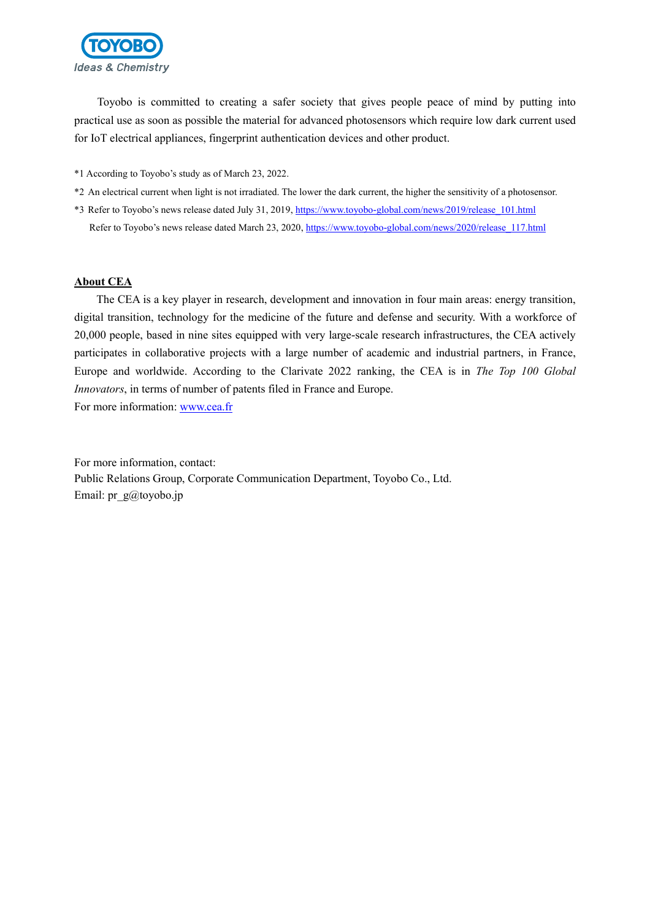Toyobo is committed to creating a safer society that gives people peace of mind by putting into practical use as soon as possible the material for advanced photosensors which require low dark current used for IoT electrical appliances, fingerprint authentication devices and other product.

*1 According to Toyobo's study as of March 23, 2022.

*2 An electrical current when light is not irradiated. The lower the dark current, the higher the sensitivity of a photosensor.

*3 Refer to Toyobo's news release dated July 31, 2019, https://www.toyobo-global.com/news/2019/release_101.html
Refer to Toyobo's news release dated March 23, 2020, https://www.toyobo-global.com/news/2020/release_117.html

**About CEA**

The CEA is a key player in research, development and innovation in four main areas: energy transition, digital transition, technology for the medicine of the future and defense and security. With a workforce of 20,000 people, based in nine sites equipped with very large-scale research infrastructures, the CEA actively participates in collaborative projects with a large number of academic and industrial partners, in France, Europe and worldwide. According to the Clarivate 2022 ranking, the CEA is in *The Top 100 Global Innovators*, in terms of number of patents filed in France and Europe.
For more information: www.cea.fr

For more information, contact:
Public Relations Group, Corporate Communication Department, Toyobo Co., Ltd.
Email: pr_g@toyobo.jp